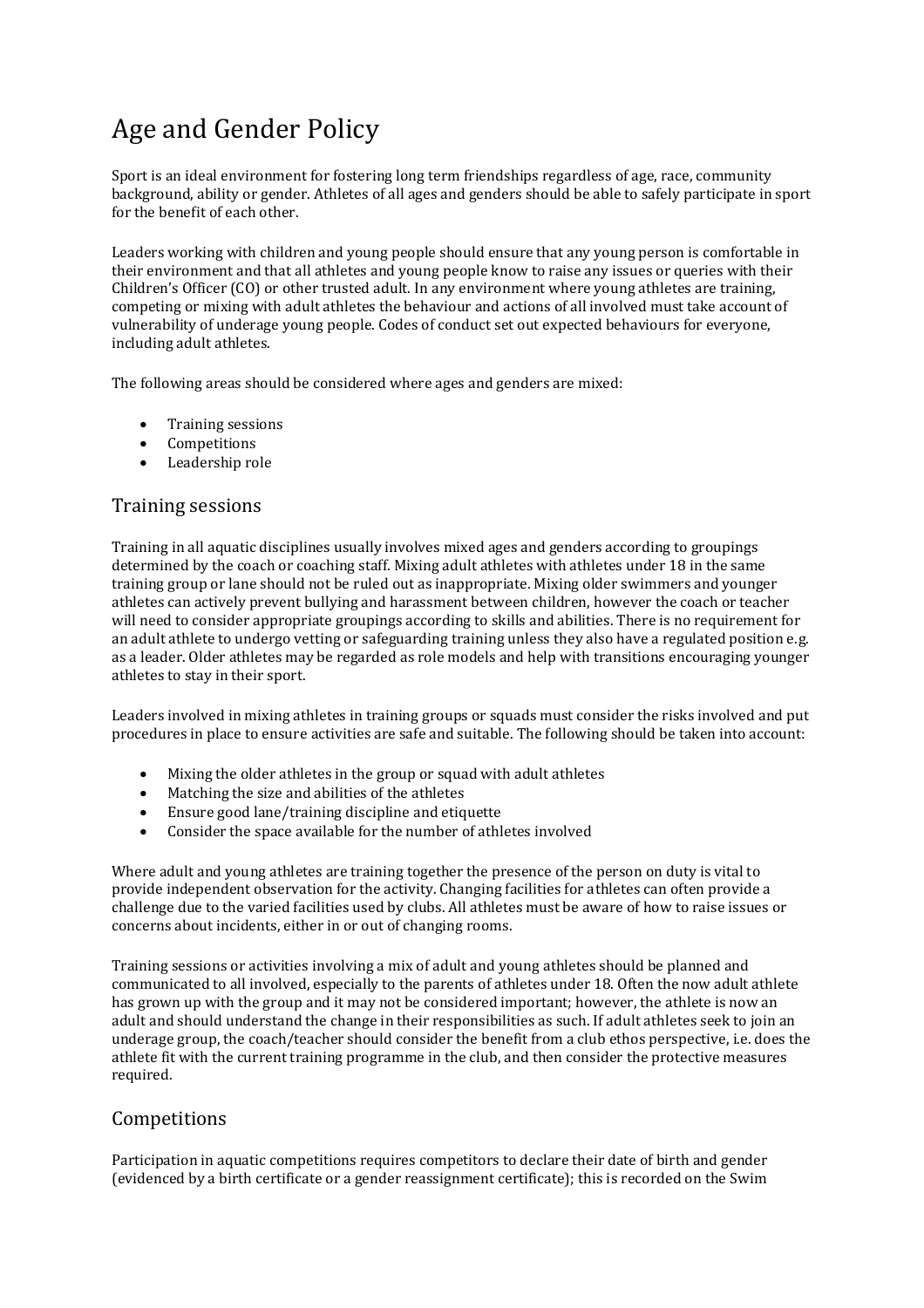# Age and Gender Policy

Sport is an ideal environment for fostering long term friendships regardless of age, race, community background, ability or gender. Athletes of all ages and genders should be able to safely participate in sport for the benefit of each other.

Leaders working with children and young people should ensure that any young person is comfortable in their environment and that all athletes and young people know to raise any issues or queries with their Children's Officer (CO) or other trusted adult. In any environment where young athletes are training, competing or mixing with adult athletes the behaviour and actions of all involved must take account of vulnerability of underage young people. Codes of conduct set out expected behaviours for everyone, including adult athletes.

The following areas should be considered where ages and genders are mixed:

- Training sessions
- Competitions
- Leadership role

## Training sessions

Training in all aquatic disciplines usually involves mixed ages and genders according to groupings determined by the coach or coaching staff. Mixing adult athletes with athletes under 18 in the same training group or lane should not be ruled out as inappropriate. Mixing older swimmers and younger athletes can actively prevent bullying and harassment between children, however the coach or teacher will need to consider appropriate groupings according to skills and abilities. There is no requirement for an adult athlete to undergo vetting or safeguarding training unless they also have a regulated position e.g. as a leader. Older athletes may be regarded as role models and help with transitions encouraging younger athletes to stay in their sport.

Leaders involved in mixing athletes in training groups or squads must consider the risks involved and put procedures in place to ensure activities are safe and suitable. The following should be taken into account:

- Mixing the older athletes in the group or squad with adult athletes
- Matching the size and abilities of the athletes
- Ensure good lane/training discipline and etiquette
- Consider the space available for the number of athletes involved

Where adult and young athletes are training together the presence of the person on duty is vital to provide independent observation for the activity. Changing facilities for athletes can often provide a challenge due to the varied facilities used by clubs. All athletes must be aware of how to raise issues or concerns about incidents, either in or out of changing rooms.

Training sessions or activities involving a mix of adult and young athletes should be planned and communicated to all involved, especially to the parents of athletes under 18. Often the now adult athlete has grown up with the group and it may not be considered important; however, the athlete is now an adult and should understand the change in their responsibilities as such. If adult athletes seek to join an underage group, the coach/teacher should consider the benefit from a club ethos perspective, i.e. does the athlete fit with the current training programme in the club, and then consider the protective measures required.

## Competitions

Participation in aquatic competitions requires competitors to declare their date of birth and gender (evidenced by a birth certificate or a gender reassignment certificate); this is recorded on the Swim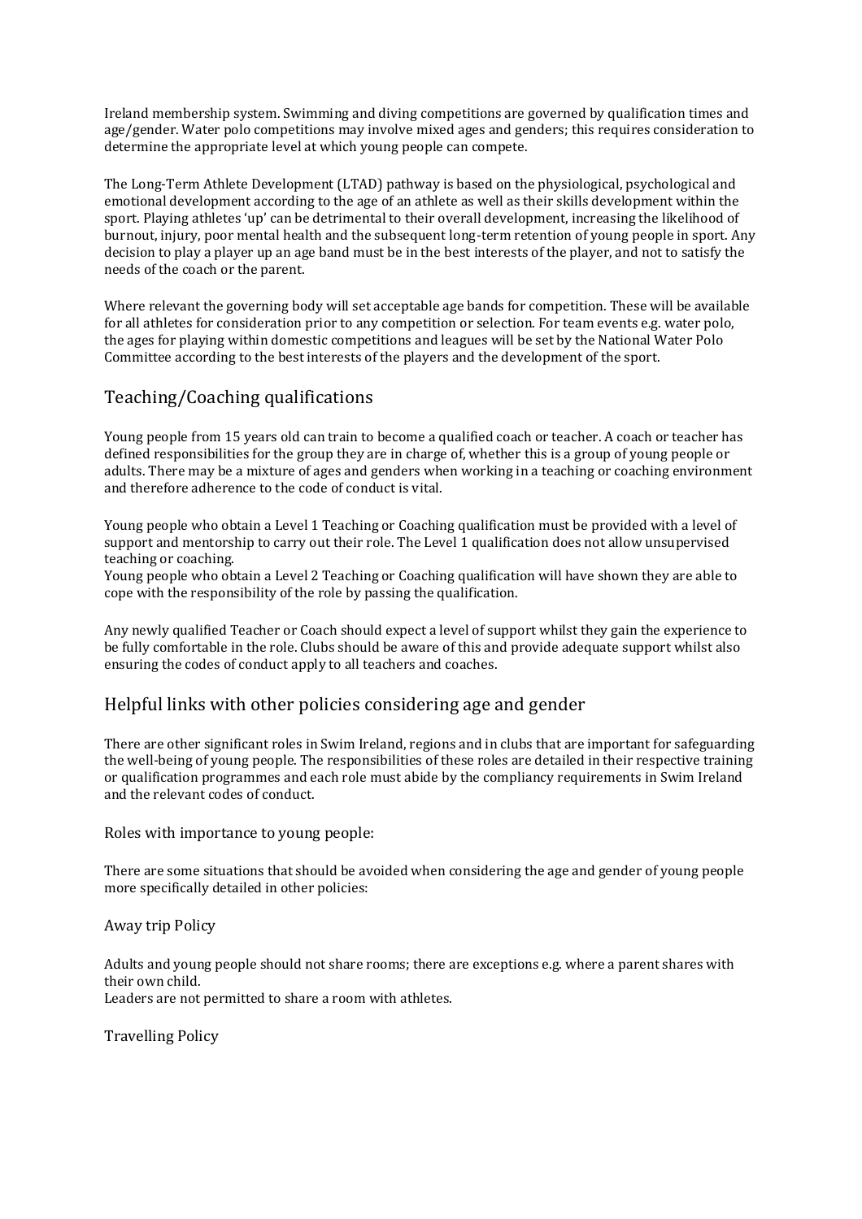Ireland membership system. Swimming and diving competitions are governed by qualification times and age/gender. Water polo competitions may involve mixed ages and genders; this requires consideration to determine the appropriate level at which young people can compete.

The Long-Term Athlete Development (LTAD) pathway is based on the physiological, psychological and emotional development according to the age of an athlete as well as their skills development within the sport. Playing athletes 'up' can be detrimental to their overall development, increasing the likelihood of burnout, injury, poor mental health and the subsequent long-term retention of young people in sport. Any decision to play a player up an age band must be in the best interests of the player, and not to satisfy the needs of the coach or the parent.

Where relevant the governing body will set acceptable age bands for competition. These will be available for all athletes for consideration prior to any competition or selection. For team events e.g. water polo, the ages for playing within domestic competitions and leagues will be set by the National Water Polo Committee according to the best interests of the players and the development of the sport.

## Teaching/Coaching qualifications

Young people from 15 years old can train to become a qualified coach or teacher. A coach or teacher has defined responsibilities for the group they are in charge of, whether this is a group of young people or adults. There may be a mixture of ages and genders when working in a teaching or coaching environment and therefore adherence to the code of conduct is vital.

Young people who obtain a Level 1 Teaching or Coaching qualification must be provided with a level of support and mentorship to carry out their role. The Level 1 qualification does not allow unsupervised teaching or coaching.
Young people who obtain a Level 2 Teaching or Coaching qualification will have shown they are able to cope with the responsibility of the role by passing the qualification.

Any newly qualified Teacher or Coach should expect a level of support whilst they gain the experience to be fully comfortable in the role. Clubs should be aware of this and provide adequate support whilst also ensuring the codes of conduct apply to all teachers and coaches.

## Helpful links with other policies considering age and gender

There are other significant roles in Swim Ireland, regions and in clubs that are important for safeguarding the well-being of young people. The responsibilities of these roles are detailed in their respective training or qualification programmes and each role must abide by the compliancy requirements in Swim Ireland and the relevant codes of conduct.

Roles with importance to young people:

There are some situations that should be avoided when considering the age and gender of young people more specifically detailed in other policies:

Away trip Policy

Adults and young people should not share rooms; there are exceptions e.g. where a parent shares with their own child.
Leaders are not permitted to share a room with athletes.

Travelling Policy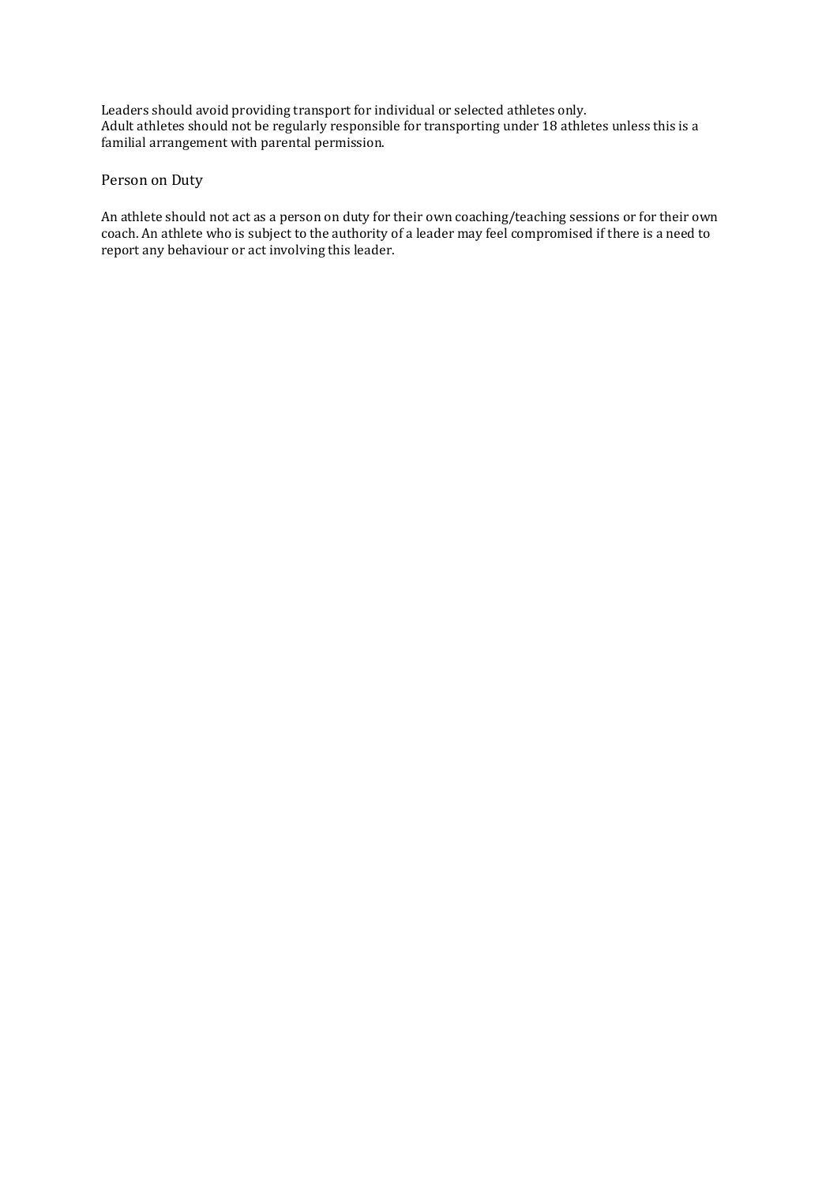Leaders should avoid providing transport for individual or selected athletes only.
Adult athletes should not be regularly responsible for transporting under 18 athletes unless this is a familial arrangement with parental permission.

## Person on Duty

An athlete should not act as a person on duty for their own coaching/teaching sessions or for their own coach. An athlete who is subject to the authority of a leader may feel compromised if there is a need to report any behaviour or act involving this leader.